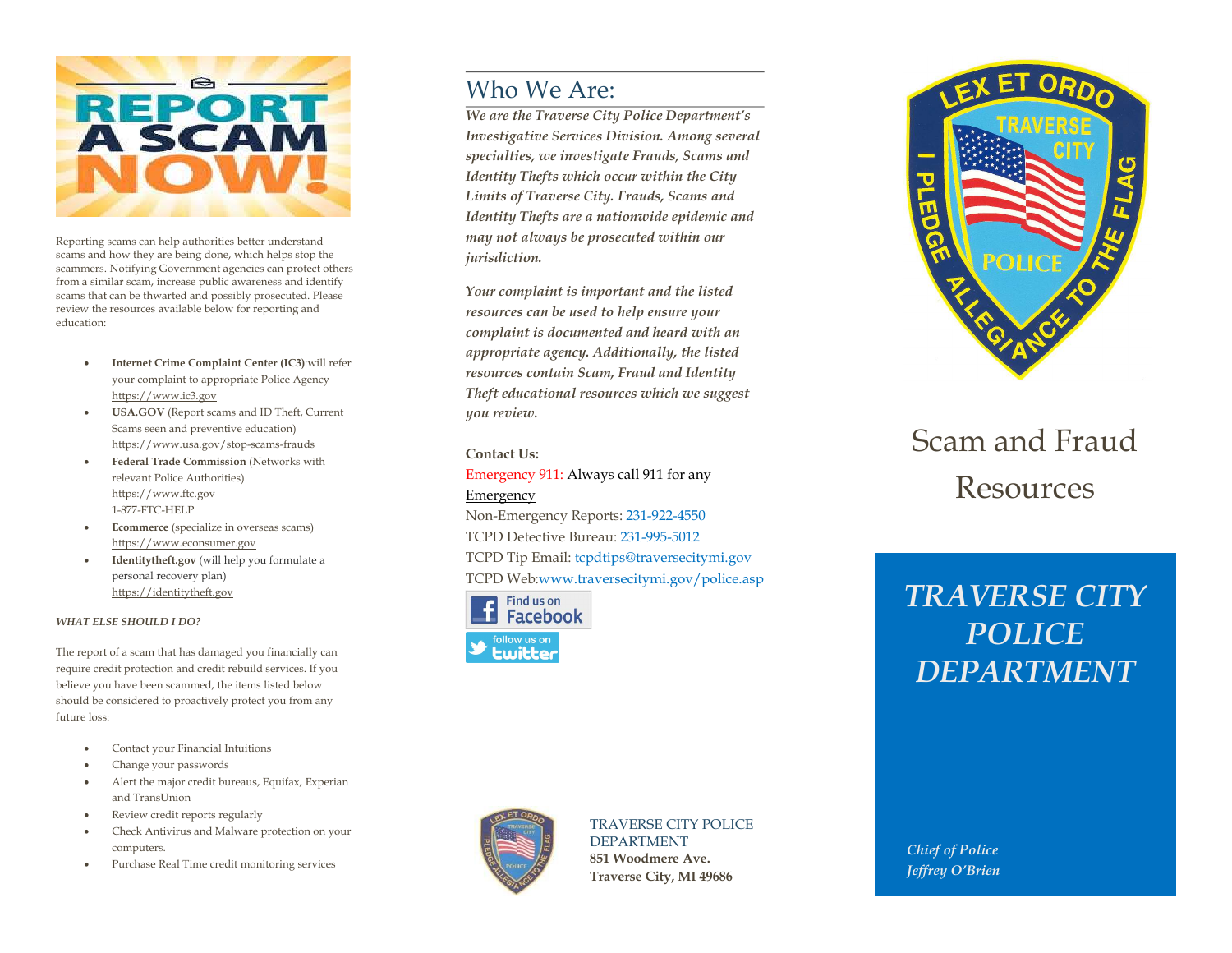# REPORT A SCAM NOW!

Reporting scams can help authorities better understand scams and how they are being done, which helps stop the scammers. Notifying Government agencies can protect others from a similar scam, increase public awareness and identify scams that can be thwarted and possibly prosecuted. Please review the resources available below for reporting and education:

- **Internet Crime Complaint Center (IC3)**:will refer your complaint to appropriate Police Agency https://www.ic3.gov
- **USA.GOV** (Report scams and ID Theft, Current Scams seen and preventive education) https://www.usa.gov/stop-scams-frauds
- **Federal Trade Commission** (Networks with relevant Police Authorities) https://www.ftc.gov 1-877-FTC-HELP
- **Ecommerce** (specialize in overseas scams) https://www.econsumer.gov
- **Identitytheft.gov** (will help you formulate a personal recovery plan) https://identitytheft.gov

***WHAT ELSE SHOULD I DO?***

The report of a scam that has damaged you financially can require credit protection and credit rebuild services. If you believe you have been scammed, the items listed below should be considered to proactively protect you from any future loss:

- Contact your Financial Intuitions
- Change your passwords
- Alert the major credit bureaus, Equifax, Experian and TransUnion
- Review credit reports regularly
- Check Antivirus and Malware protection on your computers.
- Purchase Real Time credit monitoring services

## Who We Are:

*We are the Traverse City Police Department's Investigative Services Division. Among several specialties, we investigate Frauds, Scams and Identity Thefts which occur within the City Limits of Traverse City. Frauds, Scams and Identity Thefts are a nationwide epidemic and may not always be prosecuted within our jurisdiction.*

*Your complaint is important and the listed resources can be used to help ensure your complaint is documented and heard with an appropriate agency. Additionally, the listed resources contain Scam, Fraud and Identity Theft educational resources which we suggest you review.*

**Contact Us:**

Emergency 911: Always call 911 for any Emergency

Non-Emergency Reports: 231-922-4550

TCPD Detective Bureau: 231-995-5012

TCPD Tip Email: tcpdtips@traversecitymi.gov

TCPD Web:www.traversecitymi.gov/police.asp

Find us on Facebook

follow us on twitter

TRAVERSE CITY POLICE DEPARTMENT
**851 Woodmere Ave.**
**Traverse City, MI 49686**

LEX ET ORDO — TRAVERSE CITY POLICE — I PLEDGE ALLEGIANCE TO THE FLAG

# Scam and Fraud Resources

## *TRAVERSE CITY POLICE DEPARTMENT*

*Chief of Police*
*Jeffrey O'Brien*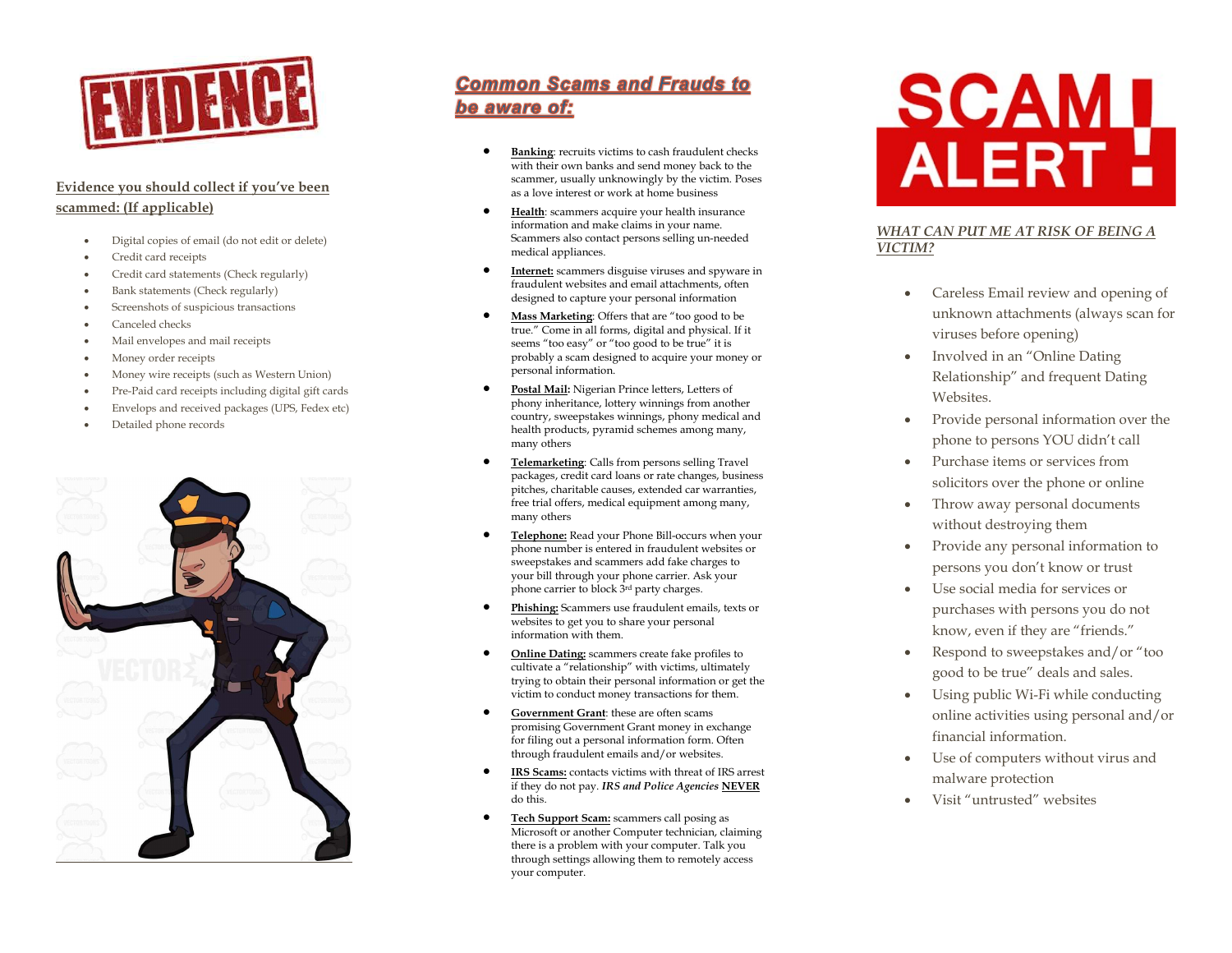# EVIDENCE

## Evidence you should collect if you've been scammed: (If applicable)

- Digital copies of email (do not edit or delete)
- Credit card receipts
- Credit card statements (Check regularly)
- Bank statements (Check regularly)
- Screenshots of suspicious transactions
- Canceled checks
- Mail envelopes and mail receipts
- Money order receipts
- Money wire receipts (such as Western Union)
- Pre-Paid card receipts including digital gift cards
- Envelops and received packages (UPS, Fedex etc)
- Detailed phone records

## Common Scams and Frauds to be aware of:

- **Banking**: recruits victims to cash fraudulent checks with their own banks and send money back to the scammer, usually unknowingly by the victim. Poses as a love interest or work at home business
- **Health**: scammers acquire your health insurance information and make claims in your name. Scammers also contact persons selling un-needed medical appliances.
- **Internet:** scammers disguise viruses and spyware in fraudulent websites and email attachments, often designed to capture your personal information
- **Mass Marketing**: Offers that are "too good to be true." Come in all forms, digital and physical. If it seems "too easy" or "too good to be true" it is probably a scam designed to acquire your money or personal information.
- **Postal Mail:** Nigerian Prince letters, Letters of phony inheritance, lottery winnings from another country, sweepstakes winnings, phony medical and health products, pyramid schemes among many, many others
- **Telemarketing**: Calls from persons selling Travel packages, credit card loans or rate changes, business pitches, charitable causes, extended car warranties, free trial offers, medical equipment among many, many others
- **Telephone:** Read your Phone Bill-occurs when your phone number is entered in fraudulent websites or sweepstakes and scammers add fake charges to your bill through your phone carrier. Ask your phone carrier to block 3rd party charges.
- **Phishing:** Scammers use fraudulent emails, texts or websites to get you to share your personal information with them.
- **Online Dating:** scammers create fake profiles to cultivate a "relationship" with victims, ultimately trying to obtain their personal information or get the victim to conduct money transactions for them.
- **Government Grant**: these are often scams promising Government Grant money in exchange for filing out a personal information form. Often through fraudulent emails and/or websites.
- **IRS Scams:** contacts victims with threat of IRS arrest if they do not pay. ***IRS and Police Agencies* NEVER** do this.
- **Tech Support Scam:** scammers call posing as Microsoft or another Computer technician, claiming there is a problem with your computer. Talk you through settings allowing them to remotely access your computer.

# SCAM ALERT!

## *WHAT CAN PUT ME AT RISK OF BEING A VICTIM?*

- Careless Email review and opening of unknown attachments (always scan for viruses before opening)
- Involved in an "Online Dating Relationship" and frequent Dating Websites.
- Provide personal information over the phone to persons YOU didn't call
- Purchase items or services from solicitors over the phone or online
- Throw away personal documents without destroying them
- Provide any personal information to persons you don't know or trust
- Use social media for services or purchases with persons you do not know, even if they are "friends."
- Respond to sweepstakes and/or "too good to be true" deals and sales.
- Using public Wi-Fi while conducting online activities using personal and/or financial information.
- Use of computers without virus and malware protection
- Visit "untrusted" websites